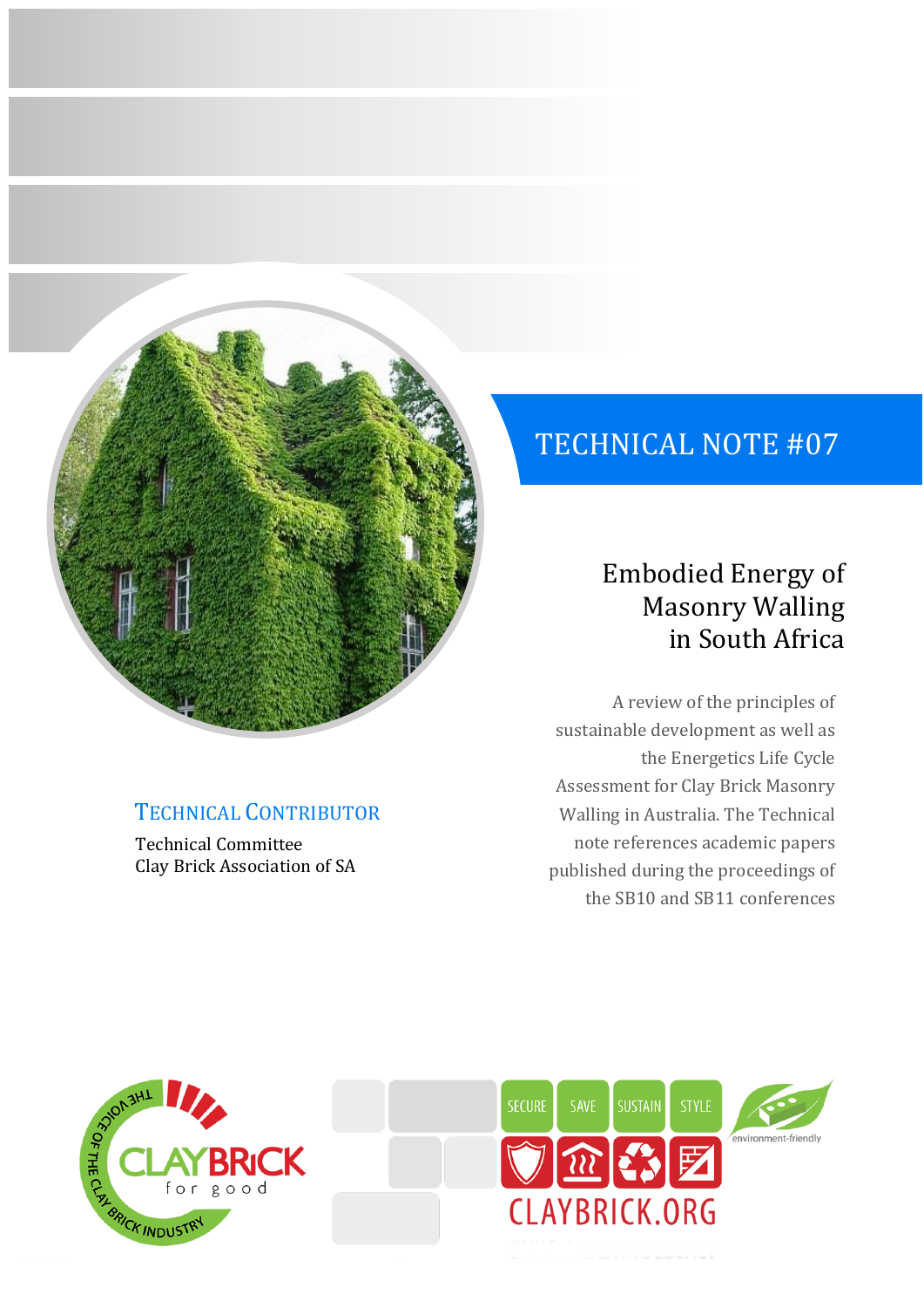# TECHNICAL NOTE #07

## Embodied Energy of Masonry Walling in South Africa

A review of the principles of sustainable development as well as the Energetics Life Cycle Assessment for Clay Brick Masonry Walling in Australia. The Technical note references academic papers published during the proceedings of the SB10 and SB11 conferences

**TECHNICAL CONTRIBUTOR**

Technical Committee
Clay Brick Association of SA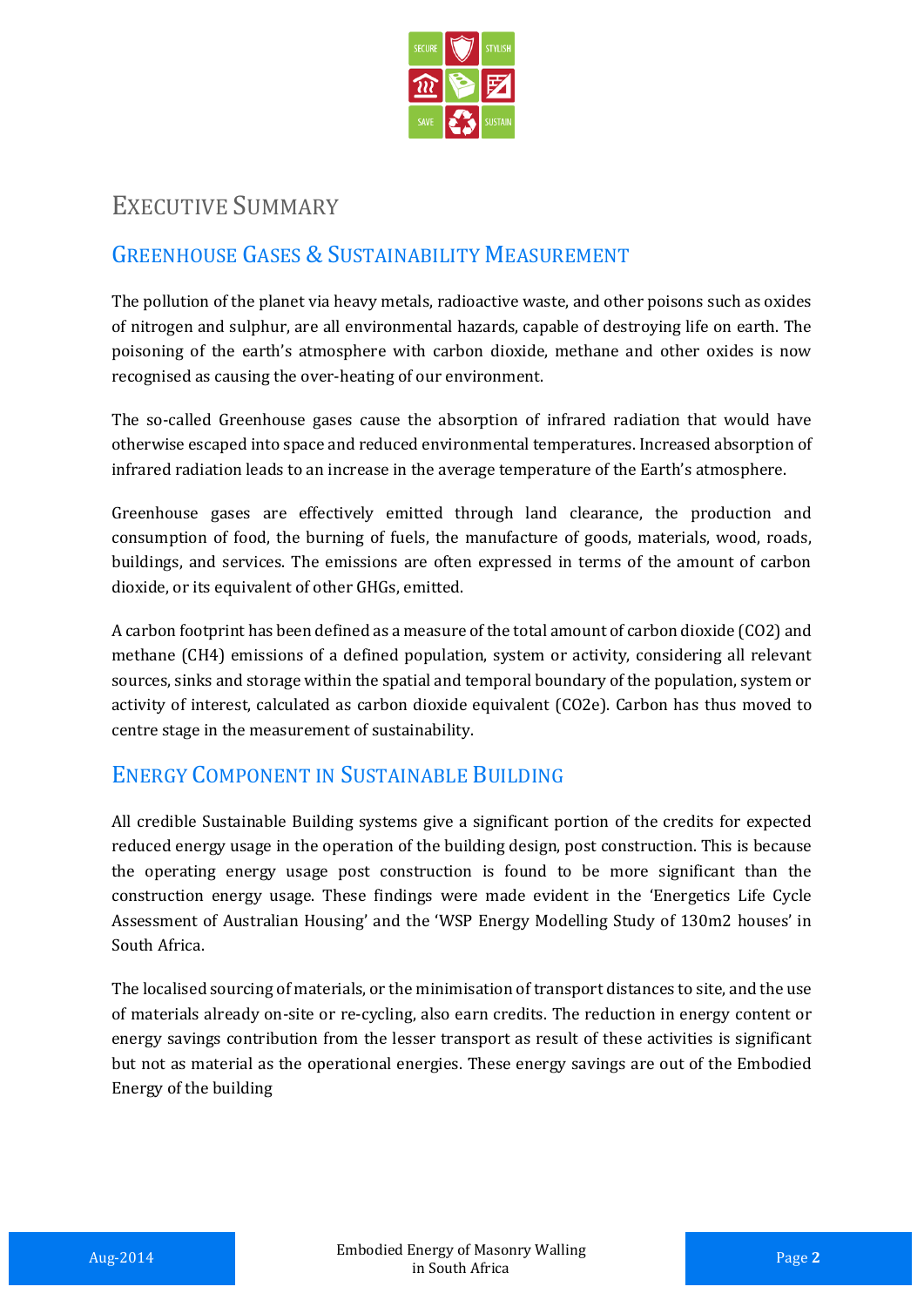# Executive Summary

## Greenhouse Gases & Sustainability Measurement

The pollution of the planet via heavy metals, radioactive waste, and other poisons such as oxides of nitrogen and sulphur, are all environmental hazards, capable of destroying life on earth. The poisoning of the earth's atmosphere with carbon dioxide, methane and other oxides is now recognised as causing the over-heating of our environment.

The so-called Greenhouse gases cause the absorption of infrared radiation that would have otherwise escaped into space and reduced environmental temperatures. Increased absorption of infrared radiation leads to an increase in the average temperature of the Earth's atmosphere.

Greenhouse gases are effectively emitted through land clearance, the production and consumption of food, the burning of fuels, the manufacture of goods, materials, wood, roads, buildings, and services. The emissions are often expressed in terms of the amount of carbon dioxide, or its equivalent of other GHGs, emitted.

A carbon footprint has been defined as a measure of the total amount of carbon dioxide ($CO_2$) and methane ($CH_4$) emissions of a defined population, system or activity, considering all relevant sources, sinks and storage within the spatial and temporal boundary of the population, system or activity of interest, calculated as carbon dioxide equivalent ($CO_2e$). Carbon has thus moved to centre stage in the measurement of sustainability.

## Energy Component in Sustainable Building

All credible Sustainable Building systems give a significant portion of the credits for expected reduced energy usage in the operation of the building design, post construction. This is because the operating energy usage post construction is found to be more significant than the construction energy usage. These findings were made evident in the 'Energetics Life Cycle Assessment of Australian Housing' and the 'WSP Energy Modelling Study of 130m2 houses' in South Africa.

The localised sourcing of materials, or the minimisation of transport distances to site, and the use of materials already on-site or re-cycling, also earn credits. The reduction in energy content or energy savings contribution from the lesser transport as result of these activities is significant but not as material as the operational energies. These energy savings are out of the Embodied Energy of the building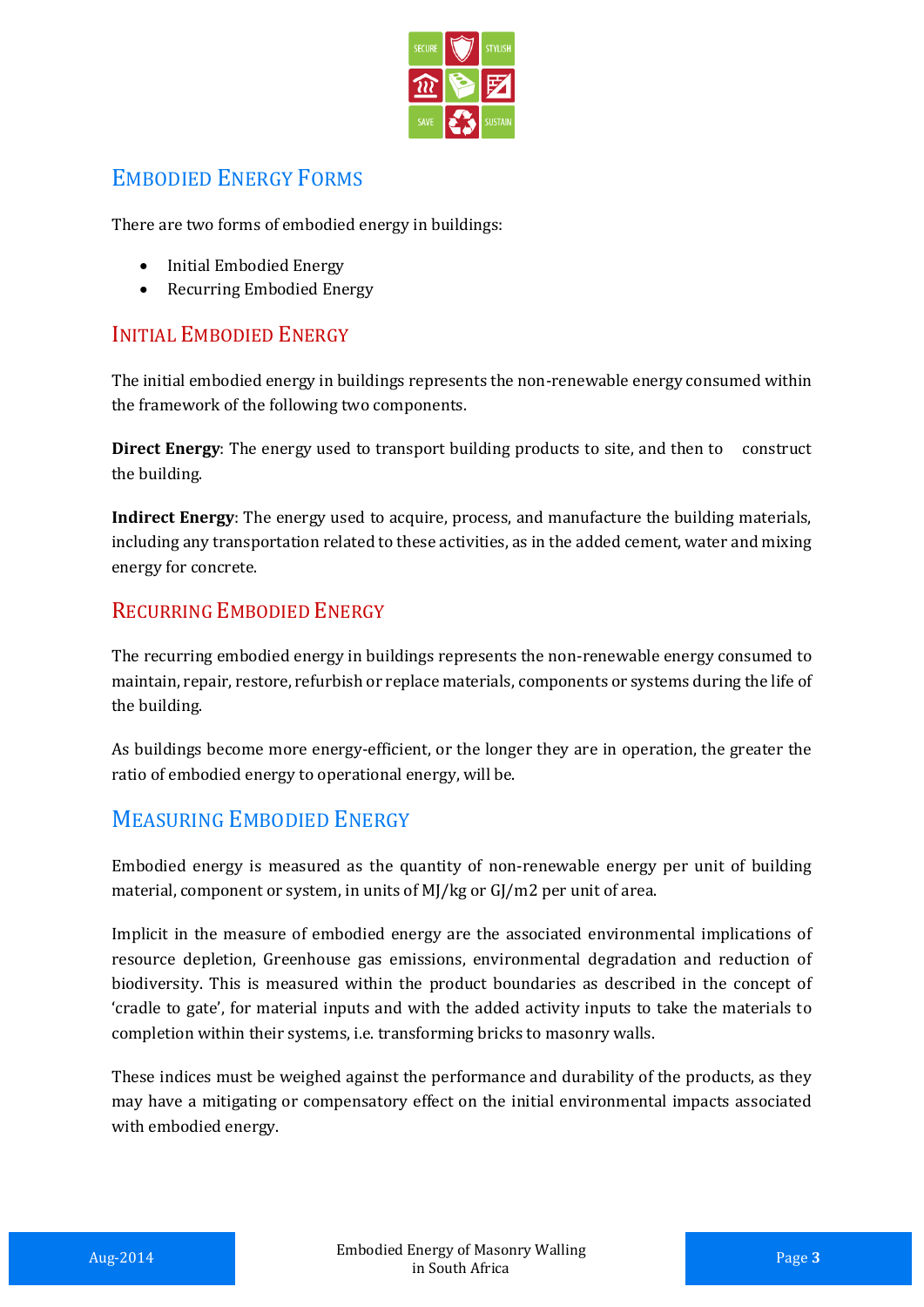# Embodied Energy Forms

There are two forms of embodied energy in buildings:

- Initial Embodied Energy
- Recurring Embodied Energy

## Initial Embodied Energy

The initial embodied energy in buildings represents the non-renewable energy consumed within the framework of the following two components.

**Direct Energy**: The energy used to transport building products to site, and then to construct the building.

**Indirect Energy**: The energy used to acquire, process, and manufacture the building materials, including any transportation related to these activities, as in the added cement, water and mixing energy for concrete.

## Recurring Embodied Energy

The recurring embodied energy in buildings represents the non-renewable energy consumed to maintain, repair, restore, refurbish or replace materials, components or systems during the life of the building.

As buildings become more energy-efficient, or the longer they are in operation, the greater the ratio of embodied energy to operational energy, will be.

# Measuring Embodied Energy

Embodied energy is measured as the quantity of non-renewable energy per unit of building material, component or system, in units of MJ/kg or GJ/m2 per unit of area.

Implicit in the measure of embodied energy are the associated environmental implications of resource depletion, Greenhouse gas emissions, environmental degradation and reduction of biodiversity. This is measured within the product boundaries as described in the concept of 'cradle to gate', for material inputs and with the added activity inputs to take the materials to completion within their systems, i.e. transforming bricks to masonry walls.

These indices must be weighed against the performance and durability of the products, as they may have a mitigating or compensatory effect on the initial environmental impacts associated with embodied energy.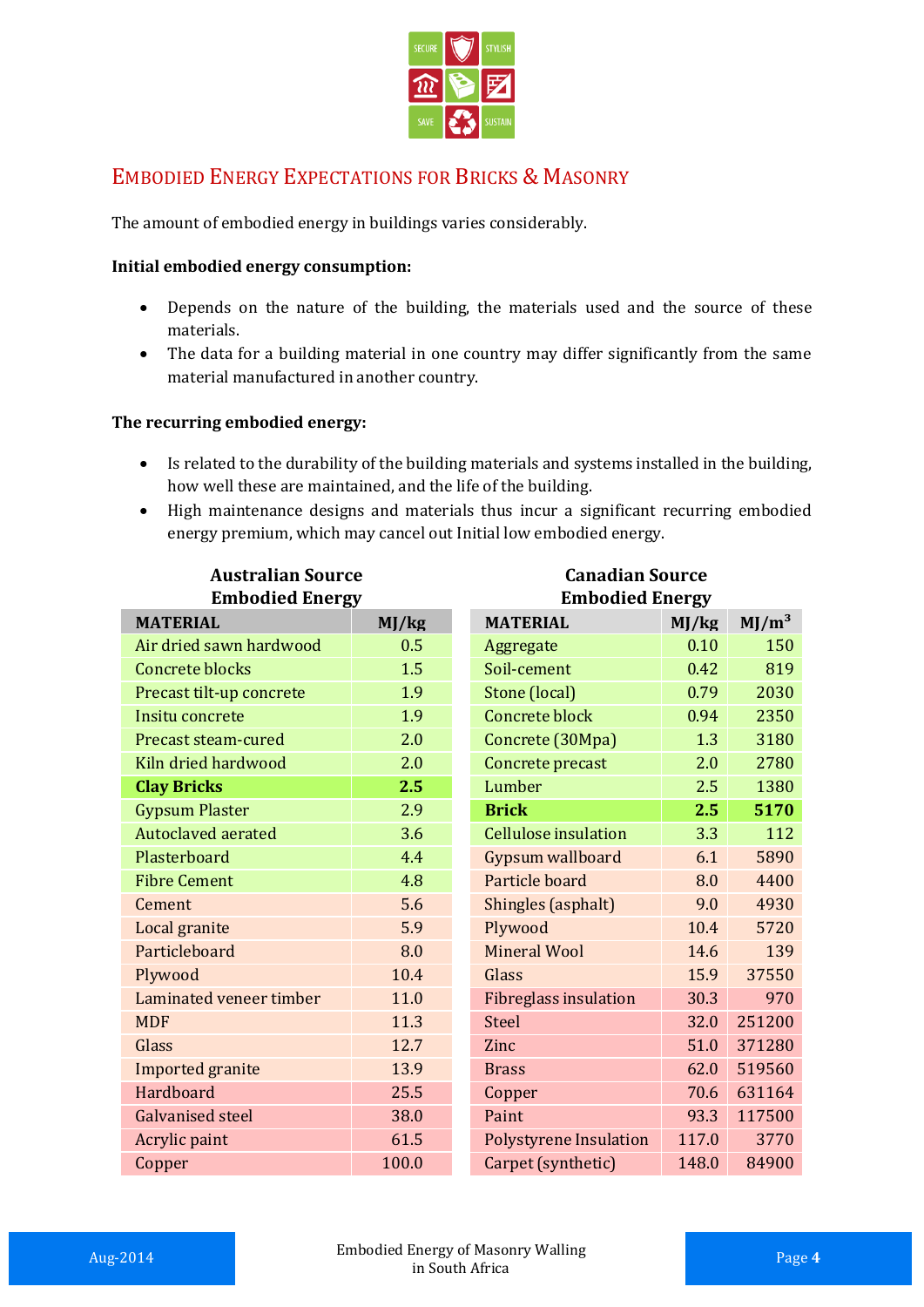## Embodied Energy Expectations for Bricks & Masonry

The amount of embodied energy in buildings varies considerably.

**Initial embodied energy consumption:**

- Depends on the nature of the building, the materials used and the source of these materials.
- The data for a building material in one country may differ significantly from the same material manufactured in another country.

**The recurring embodied energy:**

- Is related to the durability of the building materials and systems installed in the building, how well these are maintained, and the life of the building.
- High maintenance designs and materials thus incur a significant recurring embodied energy premium, which may cancel out Initial low embodied energy.

**Australian Source Embodied Energy**

| MATERIAL | MJ/kg |
|---|---|
| Air dried sawn hardwood | 0.5 |
| Concrete blocks | 1.5 |
| Precast tilt-up concrete | 1.9 |
| Insitu concrete | 1.9 |
| Precast steam-cured | 2.0 |
| Kiln dried hardwood | 2.0 |
| **Clay Bricks** | **2.5** |
| Gypsum Plaster | 2.9 |
| Autoclaved aerated | 3.6 |
| Plasterboard | 4.4 |
| Fibre Cement | 4.8 |
| Cement | 5.6 |
| Local granite | 5.9 |
| Particleboard | 8.0 |
| Plywood | 10.4 |
| Laminated veneer timber | 11.0 |
| MDF | 11.3 |
| Glass | 12.7 |
| Imported granite | 13.9 |
| Hardboard | 25.5 |
| Galvanised steel | 38.0 |
| Acrylic paint | 61.5 |
| Copper | 100.0 |

**Canadian Source Embodied Energy**

| MATERIAL | MJ/kg | $MJ/m^3$ |
|---|---|---|
| Aggregate | 0.10 | 150 |
| Soil-cement | 0.42 | 819 |
| Stone (local) | 0.79 | 2030 |
| Concrete block | 0.94 | 2350 |
| Concrete (30Mpa) | 1.3 | 3180 |
| Concrete precast | 2.0 | 2780 |
| Lumber | 2.5 | 1380 |
| **Brick** | **2.5** | **5170** |
| Cellulose insulation | 3.3 | 112 |
| Gypsum wallboard | 6.1 | 5890 |
| Particle board | 8.0 | 4400 |
| Shingles (asphalt) | 9.0 | 4930 |
| Plywood | 10.4 | 5720 |
| Mineral Wool | 14.6 | 139 |
| Glass | 15.9 | 37550 |
| Fibreglass insulation | 30.3 | 970 |
| Steel | 32.0 | 251200 |
| Zinc | 51.0 | 371280 |
| Brass | 62.0 | 519560 |
| Copper | 70.6 | 631164 |
| Paint | 93.3 | 117500 |
| Polystyrene Insulation | 117.0 | 3770 |
| Carpet (synthetic) | 148.0 | 84900 |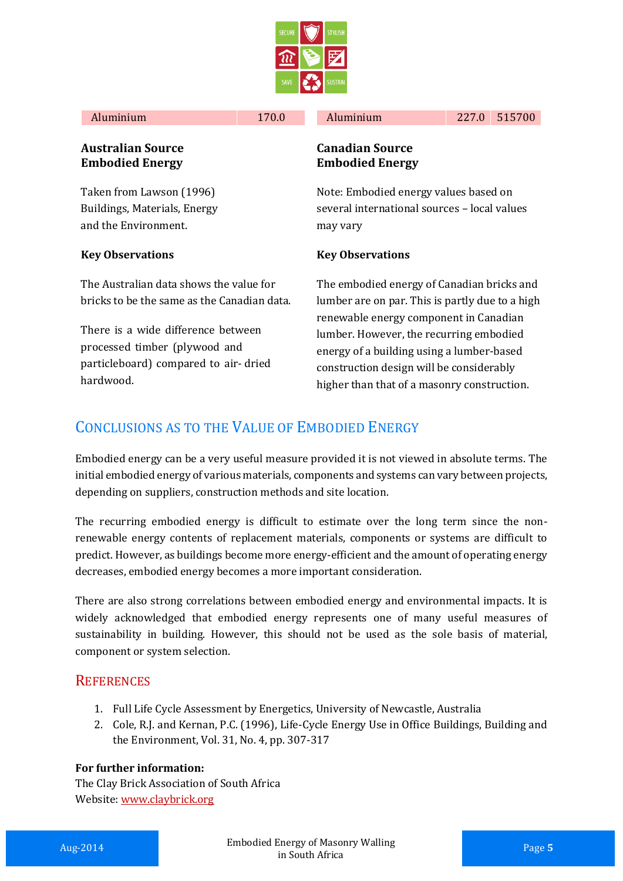| | |
|---|---|
| Aluminium | 170.0 |

| | | |
|---|---|---|
| Aluminium | 227.0 | 515700 |

**Australian Source Embodied Energy**

Taken from Lawson (1996) Buildings, Materials, Energy and the Environment.

**Key Observations**

The Australian data shows the value for bricks to be the same as the Canadian data.

There is a wide difference between processed timber (plywood and particleboard) compared to air- dried hardwood.

**Canadian Source Embodied Energy**

Note: Embodied energy values based on several international sources – local values may vary

**Key Observations**

The embodied energy of Canadian bricks and lumber are on par. This is partly due to a high renewable energy component in Canadian lumber. However, the recurring embodied energy of a building using a lumber-based construction design will be considerably higher than that of a masonry construction.

## Conclusions as to the Value of Embodied Energy

Embodied energy can be a very useful measure provided it is not viewed in absolute terms. The initial embodied energy of various materials, components and systems can vary between projects, depending on suppliers, construction methods and site location.

The recurring embodied energy is difficult to estimate over the long term since the non-renewable energy contents of replacement materials, components or systems are difficult to predict. However, as buildings become more energy-efficient and the amount of operating energy decreases, embodied energy becomes a more important consideration.

There are also strong correlations between embodied energy and environmental impacts. It is widely acknowledged that embodied energy represents one of many useful measures of sustainability in building. However, this should not be used as the sole basis of material, component or system selection.

## References

1. Full Life Cycle Assessment by Energetics, University of Newcastle, Australia
2. Cole, R.J. and Kernan, P.C. (1996), Life-Cycle Energy Use in Office Buildings, Building and the Environment, Vol. 31, No. 4, pp. 307-317

**For further information:**
The Clay Brick Association of South Africa
Website: www.claybrick.org